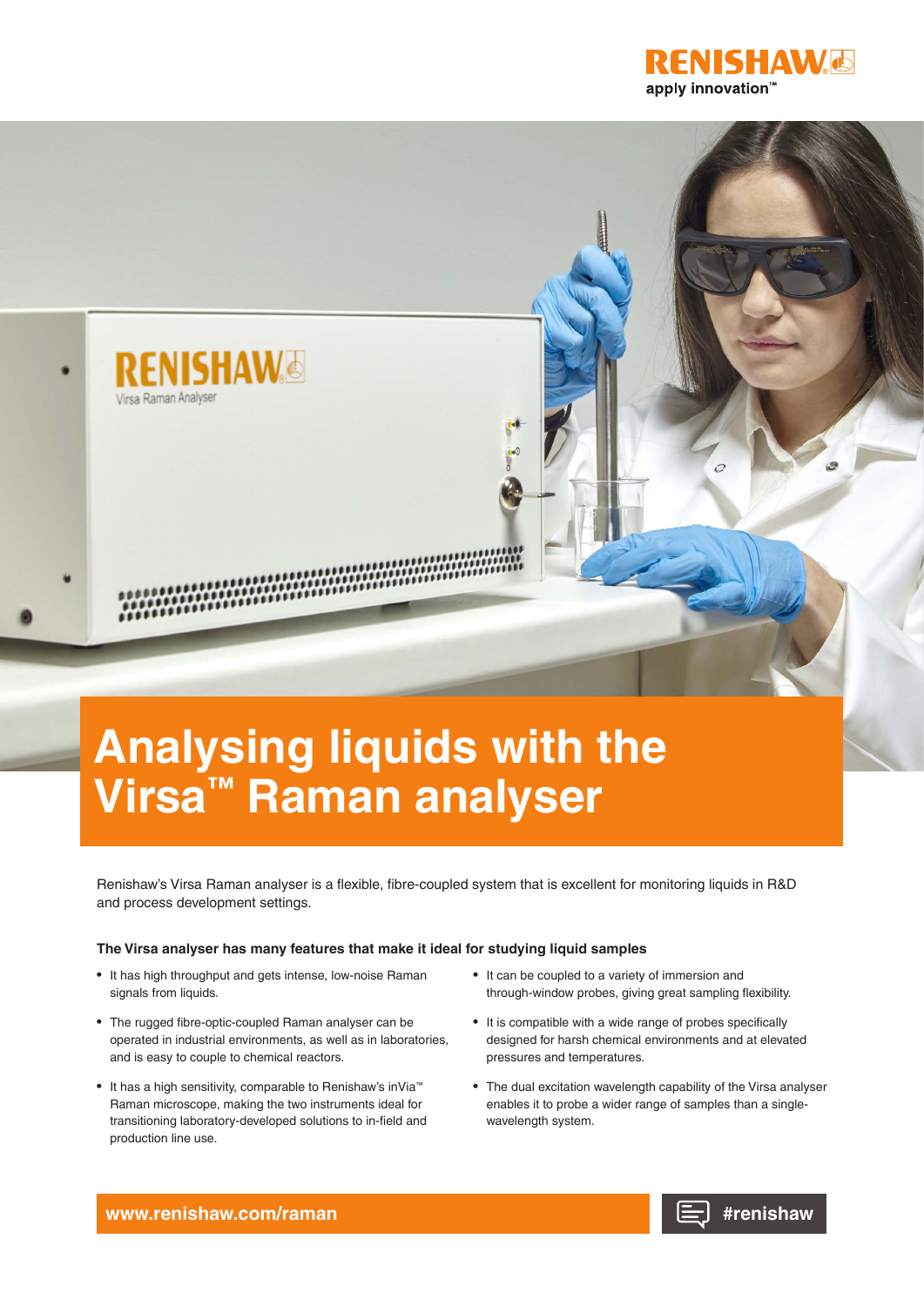# Analysing liquids with the Virsa™ Raman analyser

Renishaw's Virsa Raman analyser is a flexible, fibre-coupled system that is excellent for monitoring liquids in R&D and process development settings.

**The Virsa analyser has many features that make it ideal for studying liquid samples**

- It has high throughput and gets intense, low-noise Raman signals from liquids.
- The rugged fibre-optic-coupled Raman analyser can be operated in industrial environments, as well as in laboratories, and is easy to couple to chemical reactors.
- It has a high sensitivity, comparable to Renishaw's inVia™ Raman microscope, making the two instruments ideal for transitioning laboratory-developed solutions to in-field and production line use.
- It can be coupled to a variety of immersion and through-window probes, giving great sampling flexibility.
- It is compatible with a wide range of probes specifically designed for harsh chemical environments and at elevated pressures and temperatures.
- The dual excitation wavelength capability of the Virsa analyser enables it to probe a wider range of samples than a single-wavelength system.

www.renishaw.com/raman

#renishaw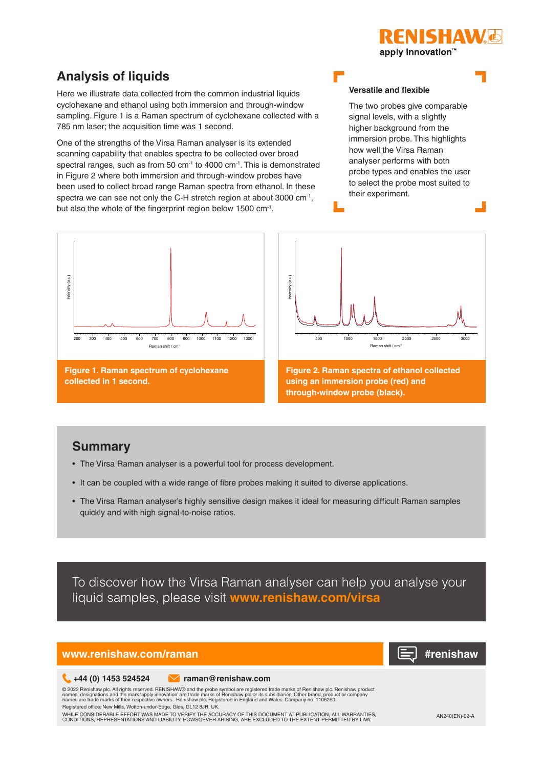## Analysis of liquids

Here we illustrate data collected from the common industrial liquids cyclohexane and ethanol using both immersion and through-window sampling. Figure 1 is a Raman spectrum of cyclohexane collected with a 785 nm laser; the acquisition time was 1 second.

One of the strengths of the Virsa Raman analyser is its extended scanning capability that enables spectra to be collected over broad spectral ranges, such as from 50 $cm^{-1}$ to 4000 $cm^{-1}$. This is demonstrated in Figure 2 where both immersion and through-window probes have been used to collect broad range Raman spectra from ethanol. In these spectra we can see not only the C-H stretch region at about 3000 $cm^{-1}$, but also the whole of the fingerprint region below 1500 $cm^{-1}$.

### Versatile and flexible

The two probes give comparable signal levels, with a slightly higher background from the immersion probe. This highlights how well the Virsa Raman analyser performs with both probe types and enables the user to select the probe most suited to their experiment.

Intensity (a.u)

200 300 400 500 600 700 800 900 1000 1100 1200 1300

Raman shift / cm⁻¹

**Figure 1. Raman spectrum of cyclohexane collected in 1 second.**

Intensity (a.u)

500 1000 1500 2000 2500 3000

Raman shift / cm⁻¹

**Figure 2. Raman spectra of ethanol collected using an immersion probe (red) and through-window probe (black).**

## Summary

- The Virsa Raman analyser is a powerful tool for process development.
- It can be coupled with a wide range of fibre probes making it suited to diverse applications.
- The Virsa Raman analyser's highly sensitive design makes it ideal for measuring difficult Raman samples quickly and with high signal-to-noise ratios.

To discover how the Virsa Raman analyser can help you analyse your liquid samples, please visit **www.renishaw.com/virsa**

**www.renishaw.com/raman**

**#renishaw**

**+44 (0) 1453 524524** **raman@renishaw.com**

© 2022 Renishaw plc. All rights reserved. RENISHAW® and the probe symbol are registered trade marks of Renishaw plc. Renishaw product names, designations and the mark 'apply innovation' are trade marks of Renishaw plc or its subsidiaries. Other brand, product or company names are trade marks of their respective owners. Renishaw plc. Registered in England and Wales. Company no: 1106260. Registered office: New Mills, Wotton-under-Edge, Glos, GL12 8JR, UK.

WHILE CONSIDERABLE EFFORT WAS MADE TO VERIFY THE ACCURACY OF THIS DOCUMENT AT PUBLICATION, ALL WARRANTIES, CONDITIONS, REPRESENTATIONS AND LIABILITY, HOWSOEVER ARISING, ARE EXCLUDED TO THE EXTENT PERMITTED BY LAW.

AN240(EN)-02-A